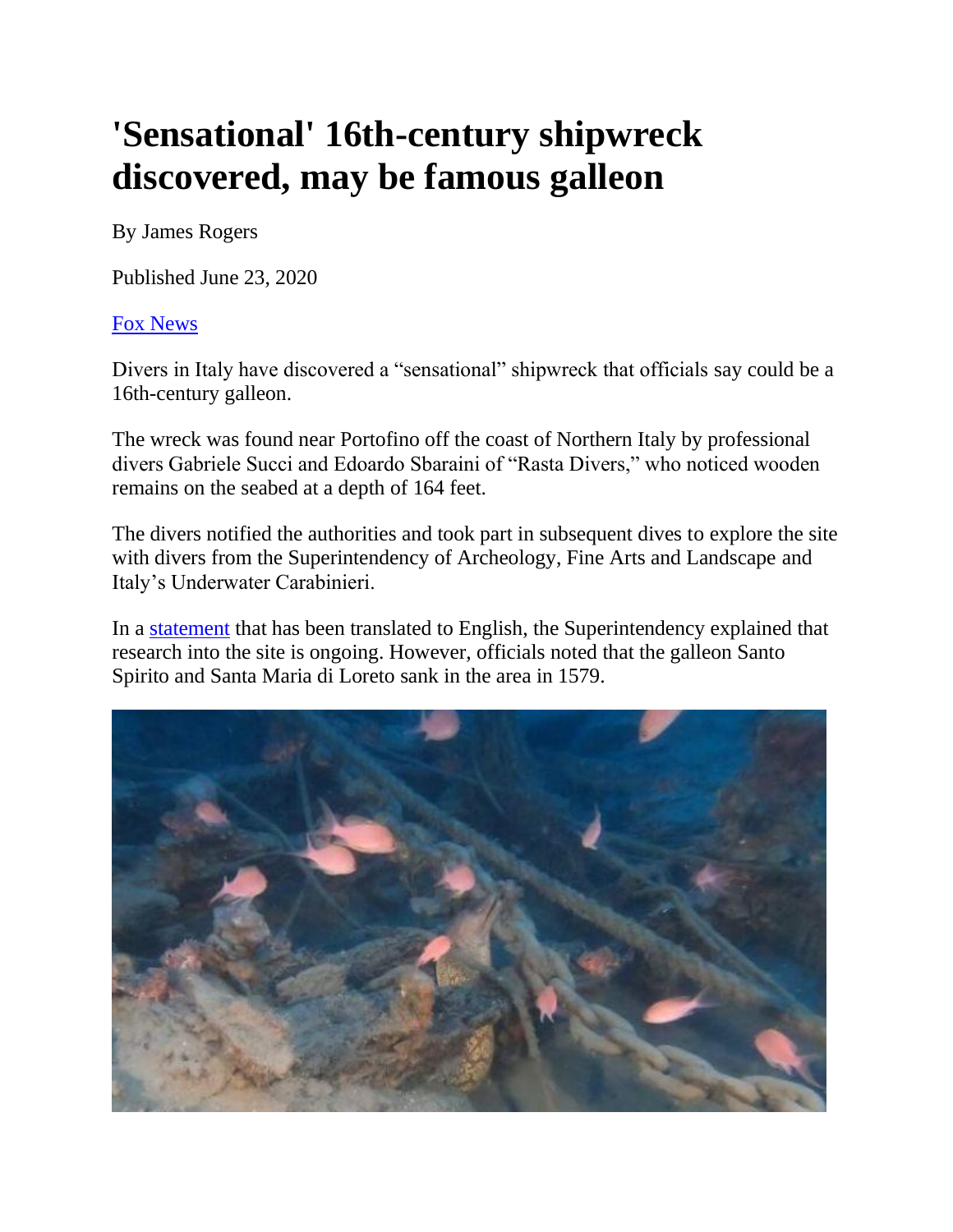# 'Sensational' 16th-century shipwreck discovered, may be famous galleon

By James Rogers

Published June 23, 2020

[Fox News](#)

Divers in Italy have discovered a "sensational" shipwreck that officials say could be a 16th-century galleon.

The wreck was found near Portofino off the coast of Northern Italy by professional divers Gabriele Succi and Edoardo Sbaraini of "Rasta Divers," who noticed wooden remains on the seabed at a depth of 164 feet.

The divers notified the authorities and took part in subsequent dives to explore the site with divers from the Superintendency of Archeology, Fine Arts and Landscape and Italy's Underwater Carabinieri.

In a [statement](#) that has been translated to English, the Superintendency explained that research into the site is ongoing. However, officials noted that the galleon Santo Spirito and Santa Maria di Loreto sank in the area in 1579.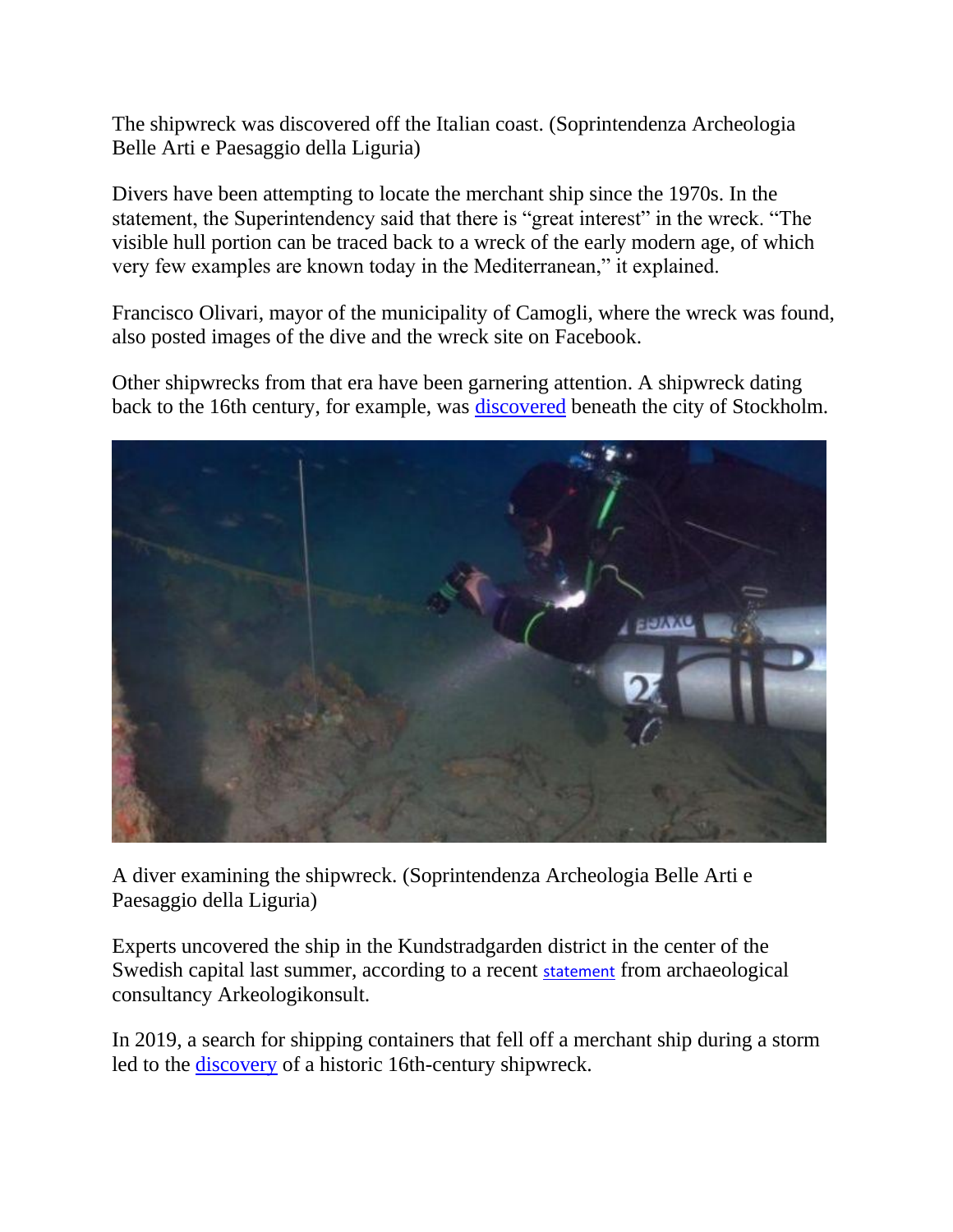The shipwreck was discovered off the Italian coast. (Soprintendenza Archeologia Belle Arti e Paesaggio della Liguria)

Divers have been attempting to locate the merchant ship since the 1970s. In the statement, the Superintendency said that there is “great interest” in the wreck. “The visible hull portion can be traced back to a wreck of the early modern age, of which very few examples are known today in the Mediterranean,” it explained.

Francisco Olivari, mayor of the municipality of Camogli, where the wreck was found, also posted images of the dive and the wreck site on Facebook.

Other shipwrecks from that era have been garnering attention. A shipwreck dating back to the 16th century, for example, was [discovered] beneath the city of Stockholm.

A diver examining the shipwreck. (Soprintendenza Archeologia Belle Arti e Paesaggio della Liguria)

Experts uncovered the ship in the Kundstradgarden district in the center of the Swedish capital last summer, according to a recent [statement] from archaeological consultancy Arkeologikonsult.

In 2019, a search for shipping containers that fell off a merchant ship during a storm led to the [discovery] of a historic 16th-century shipwreck.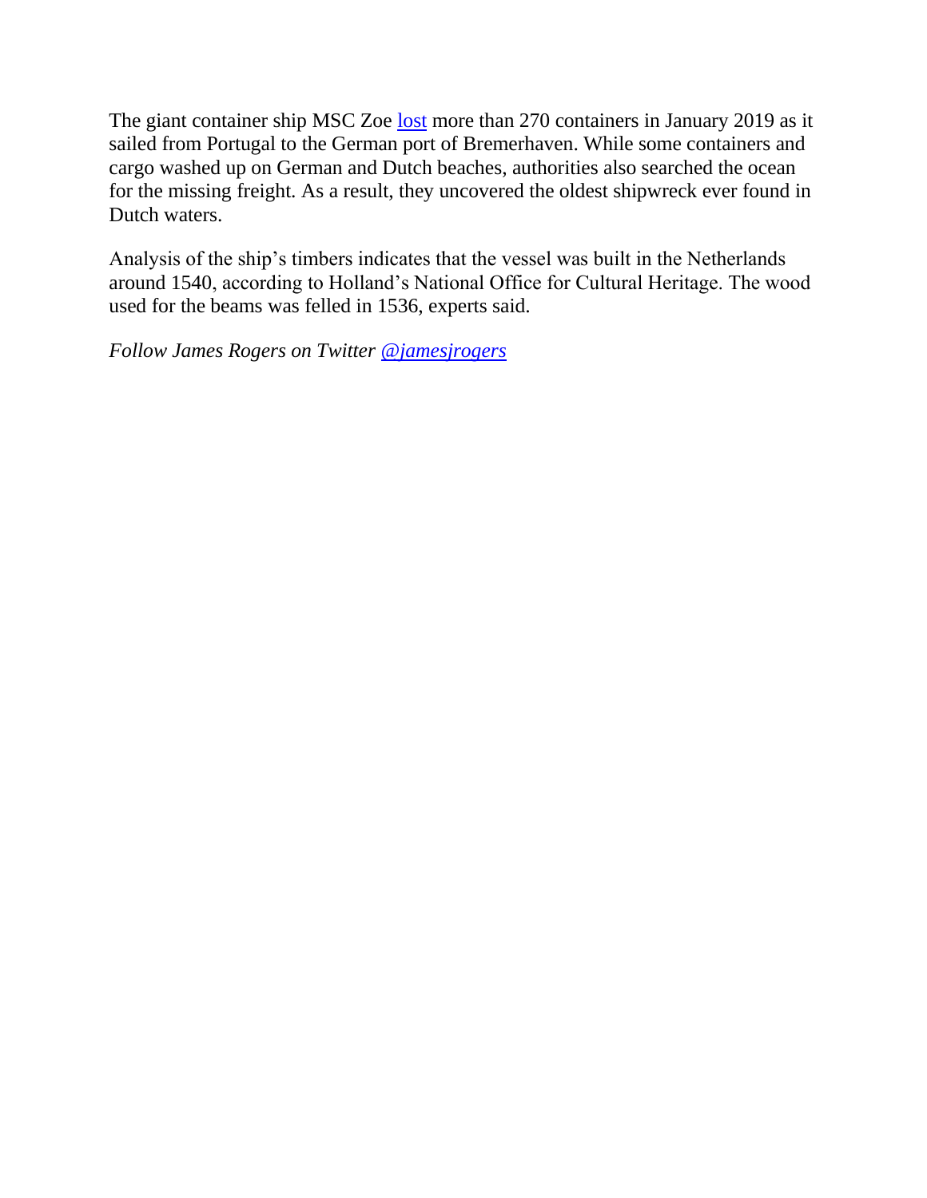The giant container ship MSC Zoe lost more than 270 containers in January 2019 as it sailed from Portugal to the German port of Bremerhaven. While some containers and cargo washed up on German and Dutch beaches, authorities also searched the ocean for the missing freight. As a result, they uncovered the oldest shipwreck ever found in Dutch waters.

Analysis of the ship's timbers indicates that the vessel was built in the Netherlands around 1540, according to Holland's National Office for Cultural Heritage. The wood used for the beams was felled in 1536, experts said.

*Follow James Rogers on Twitter @jamesjrogers*